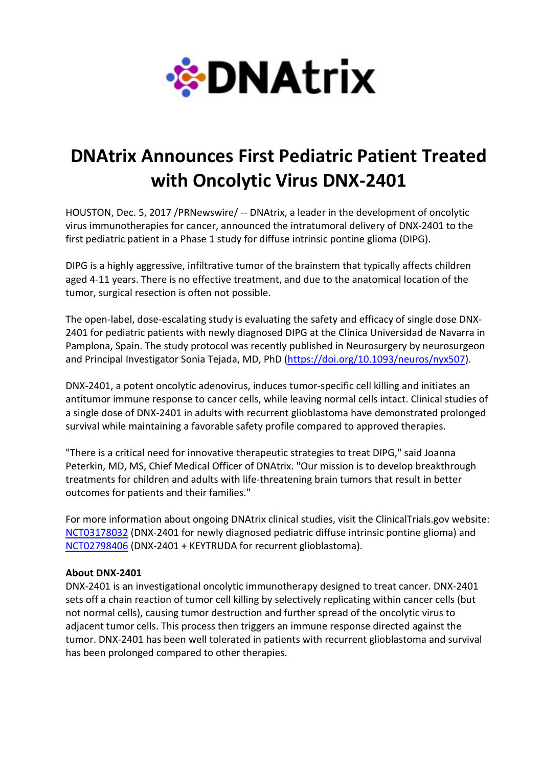DNAtrix

# DNAtrix Announces First Pediatric Patient Treated with Oncolytic Virus DNX-2401

HOUSTON, Dec. 5, 2017 /PRNewswire/ -- DNAtrix, a leader in the development of oncolytic virus immunotherapies for cancer, announced the intratumoral delivery of DNX-2401 to the first pediatric patient in a Phase 1 study for diffuse intrinsic pontine glioma (DIPG).

DIPG is a highly aggressive, infiltrative tumor of the brainstem that typically affects children aged 4-11 years. There is no effective treatment, and due to the anatomical location of the tumor, surgical resection is often not possible.

The open-label, dose-escalating study is evaluating the safety and efficacy of single dose DNX-2401 for pediatric patients with newly diagnosed DIPG at the Clínica Universidad de Navarra in Pamplona, Spain. The study protocol was recently published in Neurosurgery by neurosurgeon and Principal Investigator Sonia Tejada, MD, PhD (https://doi.org/10.1093/neuros/nyx507).

DNX-2401, a potent oncolytic adenovirus, induces tumor-specific cell killing and initiates an antitumor immune response to cancer cells, while leaving normal cells intact. Clinical studies of a single dose of DNX-2401 in adults with recurrent glioblastoma have demonstrated prolonged survival while maintaining a favorable safety profile compared to approved therapies.

"There is a critical need for innovative therapeutic strategies to treat DIPG," said Joanna Peterkin, MD, MS, Chief Medical Officer of DNAtrix. "Our mission is to develop breakthrough treatments for children and adults with life-threatening brain tumors that result in better outcomes for patients and their families."

For more information about ongoing DNAtrix clinical studies, visit the ClinicalTrials.gov website: NCT03178032 (DNX-2401 for newly diagnosed pediatric diffuse intrinsic pontine glioma) and NCT02798406 (DNX-2401 + KEYTRUDA for recurrent glioblastoma).

**About DNX-2401**

DNX-2401 is an investigational oncolytic immunotherapy designed to treat cancer. DNX-2401 sets off a chain reaction of tumor cell killing by selectively replicating within cancer cells (but not normal cells), causing tumor destruction and further spread of the oncolytic virus to adjacent tumor cells. This process then triggers an immune response directed against the tumor. DNX-2401 has been well tolerated in patients with recurrent glioblastoma and survival has been prolonged compared to other therapies.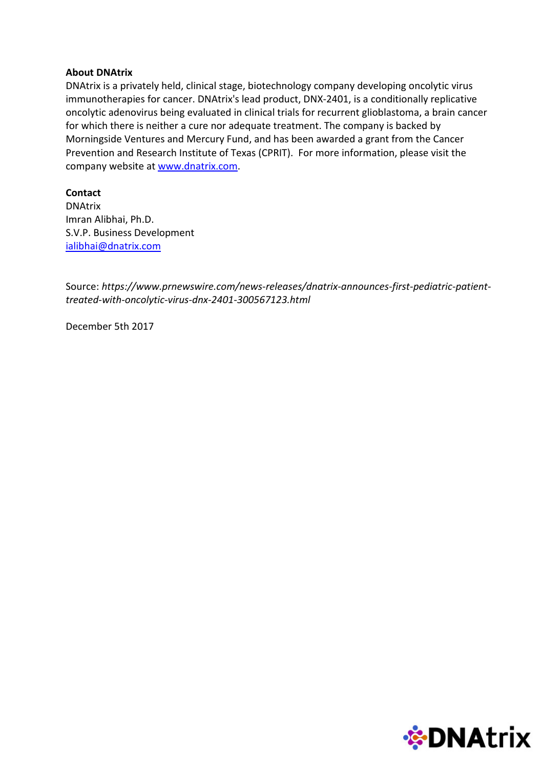**About DNAtrix**

DNAtrix is a privately held, clinical stage, biotechnology company developing oncolytic virus immunotherapies for cancer. DNAtrix's lead product, DNX-2401, is a conditionally replicative oncolytic adenovirus being evaluated in clinical trials for recurrent glioblastoma, a brain cancer for which there is neither a cure nor adequate treatment. The company is backed by Morningside Ventures and Mercury Fund, and has been awarded a grant from the Cancer Prevention and Research Institute of Texas (CPRIT). For more information, please visit the company website at [www.dnatrix.com](http://www.dnatrix.com).

**Contact**

DNAtrix
Imran Alibhai, Ph.D.
S.V.P. Business Development
[ialibhai@dnatrix.com](mailto:ialibhai@dnatrix.com)

Source: *https://www.prnewswire.com/news-releases/dnatrix-announces-first-pediatric-patient-treated-with-oncolytic-virus-dnx-2401-300567123.html*

December 5th 2017